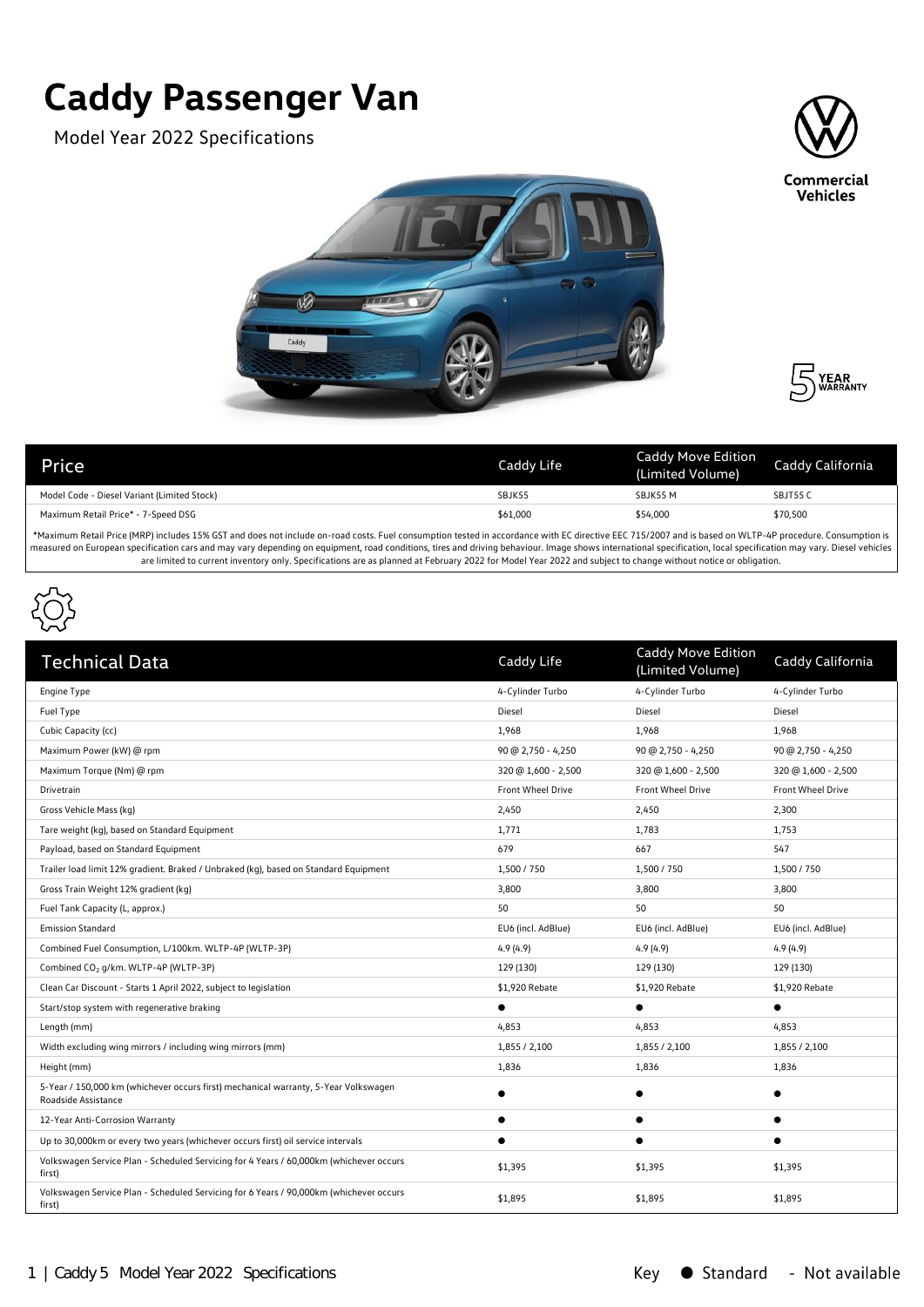# Caddy Passenger Van

Model Year 2022 Specifications

Commercial Vehicles

5 YEAR WARRANTY

| Price | Caddy Life | Caddy Move Edition (Limited Volume) | Caddy California |
|---|---|---|---|
| Model Code - Diesel Variant (Limited Stock) | SBJK55 | SBJK55 M | SBJT55 C |
| Maximum Retail Price* - 7-Speed DSG | $61,000 | $54,000 | $70,500 |

*Maximum Retail Price (MRP) includes 15% GST and does not include on-road costs. Fuel consumption tested in accordance with EC directive EEC 715/2007 and is based on WLTP-4P procedure. Consumption is measured on European specification cars and may vary depending on equipment, road conditions, tires and driving behaviour. Image shows international specification, local specification may vary. Diesel vehicles are limited to current inventory only. Specifications are as planned at February 2022 for Model Year 2022 and subject to change without notice or obligation.

| Technical Data | Caddy Life | Caddy Move Edition (Limited Volume) | Caddy California |
|---|---|---|---|
| Engine Type | 4-Cylinder Turbo | 4-Cylinder Turbo | 4-Cylinder Turbo |
| Fuel Type | Diesel | Diesel | Diesel |
| Cubic Capacity (cc) | 1,968 | 1,968 | 1,968 |
| Maximum Power (kW) @ rpm | 90 @ 2,750 - 4,250 | 90 @ 2,750 - 4,250 | 90 @ 2,750 - 4,250 |
| Maximum Torque (Nm) @ rpm | 320 @ 1,600 - 2,500 | 320 @ 1,600 - 2,500 | 320 @ 1,600 - 2,500 |
| Drivetrain | Front Wheel Drive | Front Wheel Drive | Front Wheel Drive |
| Gross Vehicle Mass (kg) | 2,450 | 2,450 | 2,300 |
| Tare weight (kg), based on Standard Equipment | 1,771 | 1,783 | 1,753 |
| Payload, based on Standard Equipment | 679 | 667 | 547 |
| Trailer load limit 12% gradient. Braked / Unbraked (kg), based on Standard Equipment | 1,500 / 750 | 1,500 / 750 | 1,500 / 750 |
| Gross Train Weight 12% gradient (kg) | 3,800 | 3,800 | 3,800 |
| Fuel Tank Capacity (L, approx.) | 50 | 50 | 50 |
| Emission Standard | EU6 (incl. AdBlue) | EU6 (incl. AdBlue) | EU6 (incl. AdBlue) |
| Combined Fuel Consumption, L/100km. WLTP-4P (WLTP-3P) | 4.9 (4.9) | 4.9 (4.9) | 4.9 (4.9) |
| Combined $CO_2$ g/km. WLTP-4P (WLTP-3P) | 129 (130) | 129 (130) | 129 (130) |
| Clean Car Discount - Starts 1 April 2022, subject to legislation | $1,920 Rebate | $1,920 Rebate | $1,920 Rebate |
| Start/stop system with regenerative braking | ● | ● | ● |
| Length (mm) | 4,853 | 4,853 | 4,853 |
| Width excluding wing mirrors / including wing mirrors (mm) | 1,855 / 2,100 | 1,855 / 2,100 | 1,855 / 2,100 |
| Height (mm) | 1,836 | 1,836 | 1,836 |
| 5-Year / 150,000 km (whichever occurs first) mechanical warranty, 5-Year Volkswagen Roadside Assistance | ● | ● | ● |
| 12-Year Anti-Corrosion Warranty | ● | ● | ● |
| Up to 30,000km or every two years (whichever occurs first) oil service intervals | ● | ● | ● |
| Volkswagen Service Plan - Scheduled Servicing for 4 Years / 60,000km (whichever occurs first) | $1,395 | $1,395 | $1,395 |
| Volkswagen Service Plan - Scheduled Servicing for 6 Years / 90,000km (whichever occurs first) | $1,895 | $1,895 | $1,895 |

Key ● Standard - Not available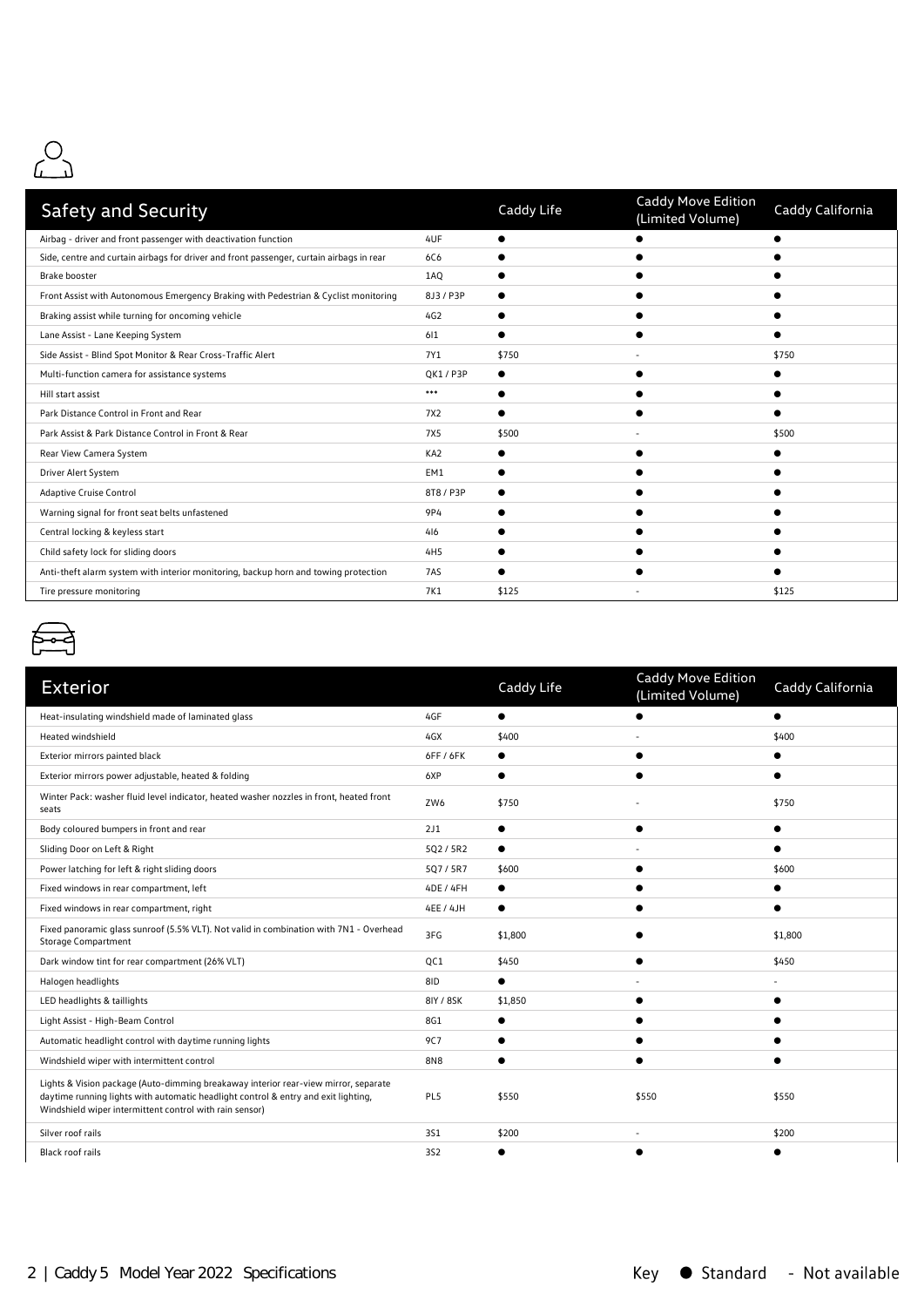## Safety and Security

| Safety and Security | | Caddy Life | Caddy Move Edition (Limited Volume) | Caddy California |
|---|---|---|---|---|
| Airbag - driver and front passenger with deactivation function | 4UF | ● | ● | ● |
| Side, centre and curtain airbags for driver and front passenger, curtain airbags in rear | 6C6 | ● | ● | ● |
| Brake booster | 1AQ | ● | ● | ● |
| Front Assist with Autonomous Emergency Braking with Pedestrian & Cyclist monitoring | 8J3 / P3P | ● | ● | ● |
| Braking assist while turning for oncoming vehicle | 4G2 | ● | ● | ● |
| Lane Assist - Lane Keeping System | 6I1 | ● | ● | ● |
| Side Assist - Blind Spot Monitor & Rear Cross-Traffic Alert | 7Y1 | $750 | - | $750 |
| Multi-function camera for assistance systems | QK1 / P3P | ● | ● | ● |
| Hill start assist | *** | ● | ● | ● |
| Park Distance Control in Front and Rear | 7X2 | ● | ● | ● |
| Park Assist & Park Distance Control in Front & Rear | 7X5 | $500 | - | $500 |
| Rear View Camera System | KA2 | ● | ● | ● |
| Driver Alert System | EM1 | ● | ● | ● |
| Adaptive Cruise Control | 8T8 / P3P | ● | ● | ● |
| Warning signal for front seat belts unfastened | 9P4 | ● | ● | ● |
| Central locking & keyless start | 4I6 | ● | ● | ● |
| Child safety lock for sliding doors | 4H5 | ● | ● | ● |
| Anti-theft alarm system with interior monitoring, backup horn and towing protection | 7AS | ● | ● | ● |
| Tire pressure monitoring | 7K1 | $125 | - | $125 |

## Exterior

| Exterior | | Caddy Life | Caddy Move Edition (Limited Volume) | Caddy California |
|---|---|---|---|---|
| Heat-insulating windshield made of laminated glass | 4GF | ● | ● | ● |
| Heated windshield | 4GX | $400 | - | $400 |
| Exterior mirrors painted black | 6FF / 6FK | ● | ● | ● |
| Exterior mirrors power adjustable, heated & folding | 6XP | ● | ● | ● |
| Winter Pack: washer fluid level indicator, heated washer nozzles in front, heated front seats | ZW6 | $750 | - | $750 |
| Body coloured bumpers in front and rear | 2J1 | ● | ● | ● |
| Sliding Door on Left & Right | 5Q2 / 5R2 | ● | - | ● |
| Power latching for left & right sliding doors | 5Q7 / 5R7 | $600 | ● | $600 |
| Fixed windows in rear compartment, left | 4DE / 4FH | ● | ● | ● |
| Fixed windows in rear compartment, right | 4EE / 4JH | ● | ● | ● |
| Fixed panoramic glass sunroof (5.5% VLT). Not valid in combination with 7N1 - Overhead Storage Compartment | 3FG | $1,800 | ● | $1,800 |
| Dark window tint for rear compartment (26% VLT) | QC1 | $450 | ● | $450 |
| Halogen headlights | 8ID | ● | - | - |
| LED headlights & taillights | 8IY / 8SK | $1,850 | ● | ● |
| Light Assist - High-Beam Control | 8G1 | ● | ● | ● |
| Automatic headlight control with daytime running lights | 9C7 | ● | ● | ● |
| Windshield wiper with intermittent control | 8N8 | ● | ● | ● |
| Lights & Vision package (Auto-dimming breakaway interior rear-view mirror, separate daytime running lights with automatic headlight control & entry and exit lighting, Windshield wiper intermittent control with rain sensor) | PL5 | $550 | $550 | $550 |
| Silver roof rails | 3S1 | $200 | - | $200 |
| Black roof rails | 3S2 | ● | ● | ● |

Key ● Standard - Not available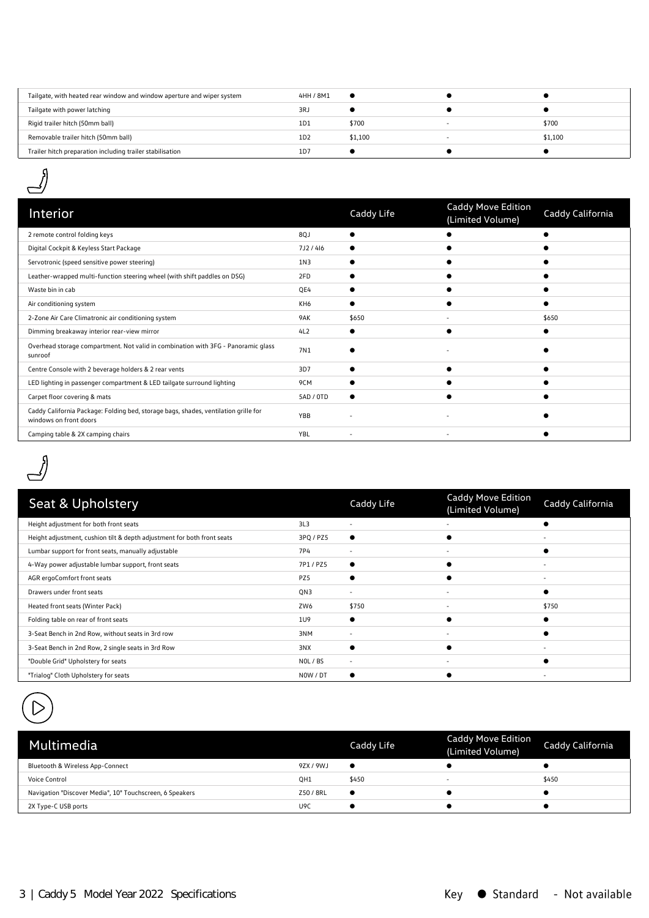| | | | | |
|---|---|---|---|---|
| Tailgate, with heated rear window and window aperture and wiper system | 4HH / 8M1 | ● | ● | ● |
| Tailgate with power latching | 3RJ | ● | ● | ● |
| Rigid trailer hitch (50mm ball) | 1D1 | $700 | - | $700 |
| Removable trailer hitch (50mm ball) | 1D2 | $1,100 | - | $1,100 |
| Trailer hitch preparation including trailer stabilisation | 1D7 | ● | ● | ● |

## Interior

| Interior | | Caddy Life | Caddy Move Edition (Limited Volume) | Caddy California |
|---|---|---|---|---|
| 2 remote control folding keys | 8QJ | ● | ● | ● |
| Digital Cockpit & Keyless Start Package | 7J2 / 4I6 | ● | ● | ● |
| Servotronic (speed sensitive power steering) | 1N3 | ● | ● | ● |
| Leather-wrapped multi-function steering wheel (with shift paddles on DSG) | 2FD | ● | ● | ● |
| Waste bin in cab | QE4 | ● | ● | ● |
| Air conditioning system | KH6 | ● | ● | ● |
| 2-Zone Air Care Climatronic air conditioning system | 9AK | $650 | - | $650 |
| Dimming breakaway interior rear-view mirror | 4L2 | ● | ● | ● |
| Overhead storage compartment. Not valid in combination with 3FG - Panoramic glass sunroof | 7N1 | ● | - | ● |
| Centre Console with 2 beverage holders & 2 rear vents | 3D7 | ● | ● | ● |
| LED lighting in passenger compartment & LED tailgate surround lighting | 9CM | ● | ● | ● |
| Carpet floor covering & mats | 5AD / 0TD | ● | ● | ● |
| Caddy California Package: Folding bed, storage bags, shades, ventilation grille for windows on front doors | YBB | - | - | ● |
| Camping table & 2X camping chairs | YBL | - | - | ● |

## Seat & Upholstery

| Seat & Upholstery | | Caddy Life | Caddy Move Edition (Limited Volume) | Caddy California |
|---|---|---|---|---|
| Height adjustment for both front seats | 3L3 | - | - | ● |
| Height adjustment, cushion tilt & depth adjustment for both front seats | 3PQ / PZ5 | ● | ● | - |
| Lumbar support for front seats, manually adjustable | 7P4 | - | - | ● |
| 4-Way power adjustable lumbar support, front seats | 7P1 / PZ5 | ● | ● | - |
| AGR ergoComfort front seats | PZ5 | ● | ● | - |
| Drawers under front seats | QN3 | - | - | ● |
| Heated front seats (Winter Pack) | ZW6 | $750 | - | $750 |
| Folding table on rear of front seats | 1U9 | ● | ● | ● |
| 3-Seat Bench in 2nd Row, without seats in 3rd row | 3NM | - | - | ● |
| 3-Seat Bench in 2nd Row, 2 single seats in 3rd Row | 3NX | ● | ● | - |
| "Double Grid" Upholstery for seats | N0L / BS | - | - | ● |
| "Trialog" Cloth Upholstery for seats | N0W / DT | ● | ● | - |

## Multimedia

| Multimedia | | Caddy Life | Caddy Move Edition (Limited Volume) | Caddy California |
|---|---|---|---|---|
| Bluetooth & Wireless App-Connect | 9ZX / 9WJ | ● | ● | ● |
| Voice Control | QH1 | $450 | - | $450 |
| Navigation "Discover Media", 10" Touchscreen, 6 Speakers | Z50 / 8RL | ● | ● | ● |
| 2X Type-C USB ports | U9C | ● | ● | ● |

Key ● Standard - Not available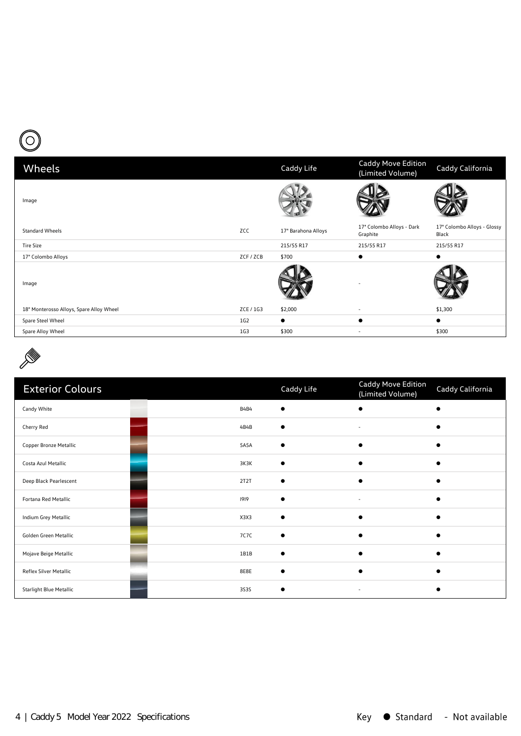| Wheels | | Caddy Life | Caddy Move Edition (Limited Volume) | Caddy California |
|---|---|---|---|---|
| Image | | | | |
| Standard Wheels | ZCC | 17" Barahona Alloys | 17" Colombo Alloys - Dark Graphite | 17" Colombo Alloys - Glossy Black |
| Tire Size | | 215/55 R17 | 215/55 R17 | 215/55 R17 |
| 17" Colombo Alloys | ZCF / ZCB | $700 | ● | ● |
| Image | | | - | |
| 18" Monterosso Alloys, Spare Alloy Wheel | ZCE / 1G3 | $2,000 | - | $1,300 |
| Spare Steel Wheel | 1G2 | ● | ● | ● |
| Spare Alloy Wheel | 1G3 | $300 | - | $300 |

| Exterior Colours | | Caddy Life | Caddy Move Edition (Limited Volume) | Caddy California |
|---|---|---|---|---|
| Candy White | B4B4 | ● | ● | ● |
| Cherry Red | 4B4B | ● | - | ● |
| Copper Bronze Metallic | 5A5A | ● | ● | ● |
| Costa Azul Metallic | 3K3K | ● | ● | ● |
| Deep Black Pearlescent | 2T2T | ● | ● | ● |
| Fortana Red Metallic | I9I9 | ● | - | ● |
| Indium Grey Metallic | X3X3 | ● | ● | ● |
| Golden Green Metallic | 7C7C | ● | ● | ● |
| Mojave Beige Metallic | 1B1B | ● | ● | ● |
| Reflex Silver Metallic | 8E8E | ● | ● | ● |
| Starlight Blue Metallic | 3S3S | ● | - | ● |

Key ● Standard - Not available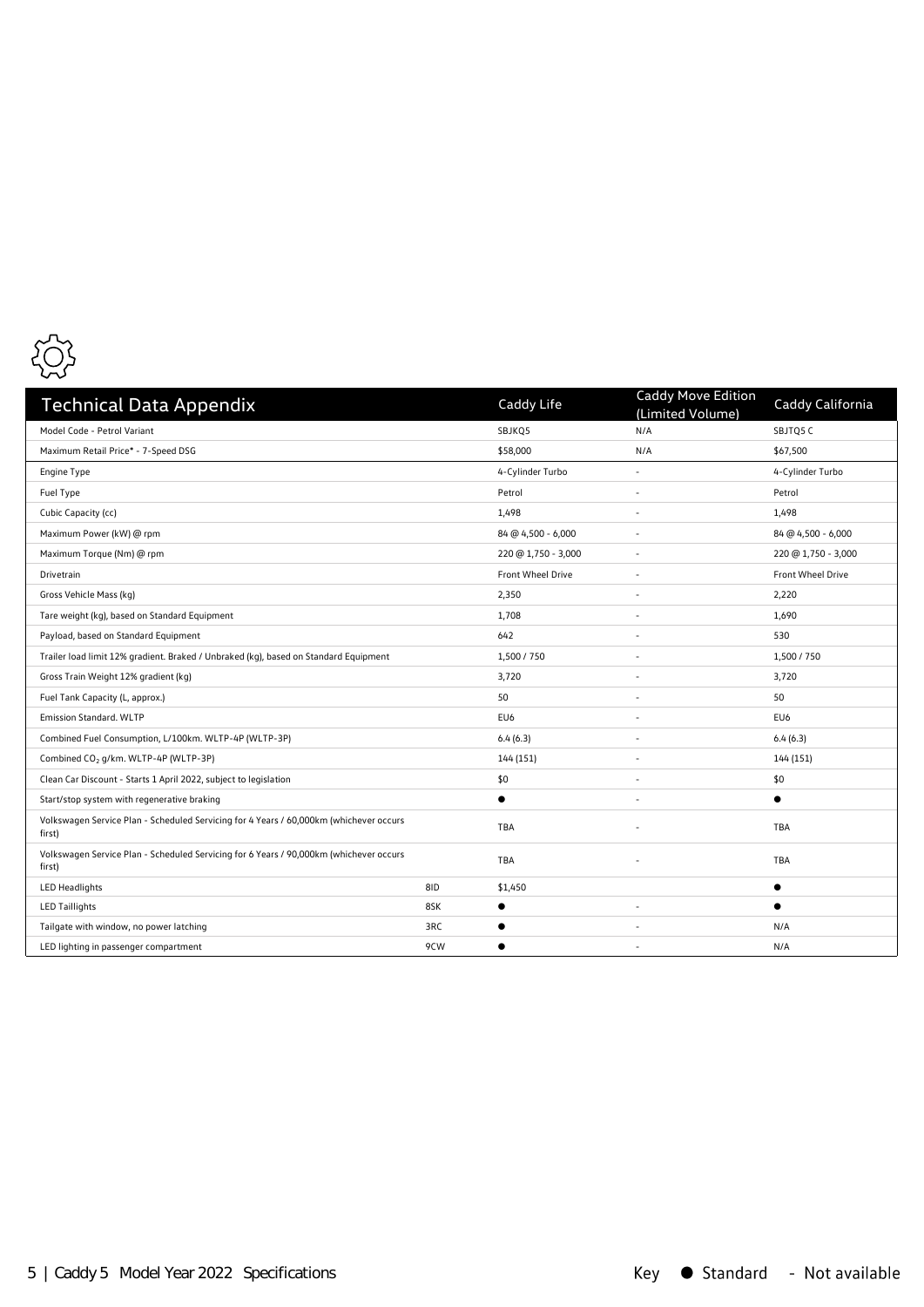| Technical Data Appendix | | Caddy Life | Caddy Move Edition (Limited Volume) | Caddy California |
|---|---|---|---|---|
| Model Code - Petrol Variant | | SBJKQ5 | N/A | SBJTQ5 C |
| Maximum Retail Price* - 7-Speed DSG | | $58,000 | N/A | $67,500 |
| Engine Type | | 4-Cylinder Turbo | - | 4-Cylinder Turbo |
| Fuel Type | | Petrol | - | Petrol |
| Cubic Capacity (cc) | | 1,498 | - | 1,498 |
| Maximum Power (kW) @ rpm | | 84 @ 4,500 - 6,000 | - | 84 @ 4,500 - 6,000 |
| Maximum Torque (Nm) @ rpm | | 220 @ 1,750 - 3,000 | - | 220 @ 1,750 - 3,000 |
| Drivetrain | | Front Wheel Drive | - | Front Wheel Drive |
| Gross Vehicle Mass (kg) | | 2,350 | - | 2,220 |
| Tare weight (kg), based on Standard Equipment | | 1,708 | - | 1,690 |
| Payload, based on Standard Equipment | | 642 | - | 530 |
| Trailer load limit 12% gradient. Braked / Unbraked (kg), based on Standard Equipment | | 1,500 / 750 | - | 1,500 / 750 |
| Gross Train Weight 12% gradient (kg) | | 3,720 | - | 3,720 |
| Fuel Tank Capacity (L, approx.) | | 50 | - | 50 |
| Emission Standard. WLTP | | EU6 | - | EU6 |
| Combined Fuel Consumption, L/100km. WLTP-4P (WLTP-3P) | | 6.4 (6.3) | - | 6.4 (6.3) |
| Combined $CO_2$ g/km. WLTP-4P (WLTP-3P) | | 144 (151) | - | 144 (151) |
| Clean Car Discount - Starts 1 April 2022, subject to legislation | | $0 | - | $0 |
| Start/stop system with regenerative braking | | ● | - | ● |
| Volkswagen Service Plan - Scheduled Servicing for 4 Years / 60,000km (whichever occurs first) | | TBA | - | TBA |
| Volkswagen Service Plan - Scheduled Servicing for 6 Years / 90,000km (whichever occurs first) | | TBA | - | TBA |
| LED Headlights | 8ID | $1,450 | | ● |
| LED Taillights | 8SK | ● | - | ● |
| Tailgate with window, no power latching | 3RC | ● | - | N/A |
| LED lighting in passenger compartment | 9CW | ● | - | N/A |

Key ● Standard - Not available